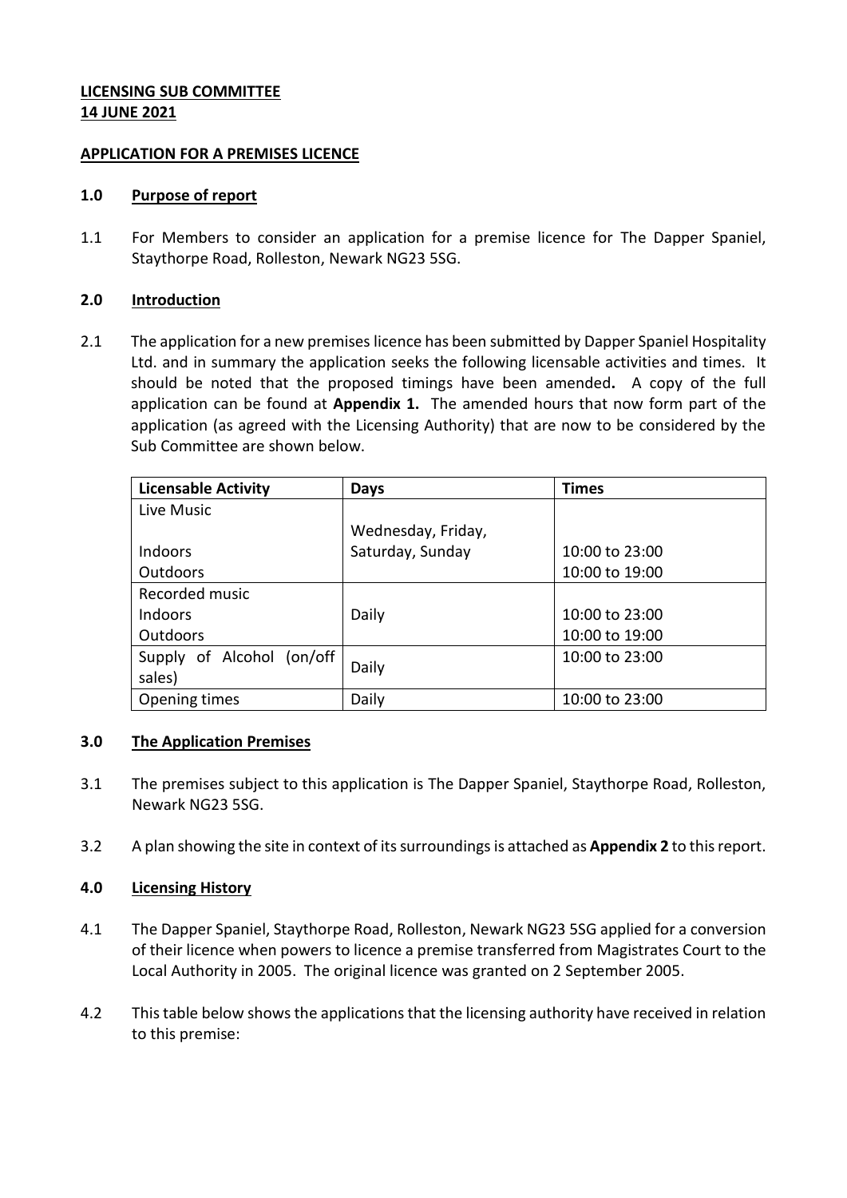**LICENSING SUB COMMITTEE**
**14 JUNE 2021**

**APPLICATION FOR A PREMISES LICENCE**

**1.0 Purpose of report**

1.1 For Members to consider an application for a premise licence for The Dapper Spaniel, Staythorpe Road, Rolleston, Newark NG23 5SG.

**2.0 Introduction**

2.1 The application for a new premises licence has been submitted by Dapper Spaniel Hospitality Ltd. and in summary the application seeks the following licensable activities and times. It should be noted that the proposed timings have been amended**.** A copy of the full application can be found at **Appendix 1.** The amended hours that now form part of the application (as agreed with the Licensing Authority) that are now to be considered by the Sub Committee are shown below.

| Licensable Activity | Days | Times |
|---|---|---|
| Live Music<br><br>Indoors<br>Outdoors | Wednesday, Friday, Saturday, Sunday | <br><br>10:00 to 23:00<br>10:00 to 19:00 |
| Recorded music<br>Indoors<br>Outdoors | Daily | <br>10:00 to 23:00<br>10:00 to 19:00 |
| Supply of Alcohol (on/off sales) | Daily | 10:00 to 23:00 |
| Opening times | Daily | 10:00 to 23:00 |

**3.0 The Application Premises**

3.1 The premises subject to this application is The Dapper Spaniel, Staythorpe Road, Rolleston, Newark NG23 5SG.

3.2 A plan showing the site in context of its surroundings is attached as **Appendix 2** to this report.

**4.0 Licensing History**

4.1 The Dapper Spaniel, Staythorpe Road, Rolleston, Newark NG23 5SG applied for a conversion of their licence when powers to licence a premise transferred from Magistrates Court to the Local Authority in 2005. The original licence was granted on 2 September 2005.

4.2 This table below shows the applications that the licensing authority have received in relation to this premise: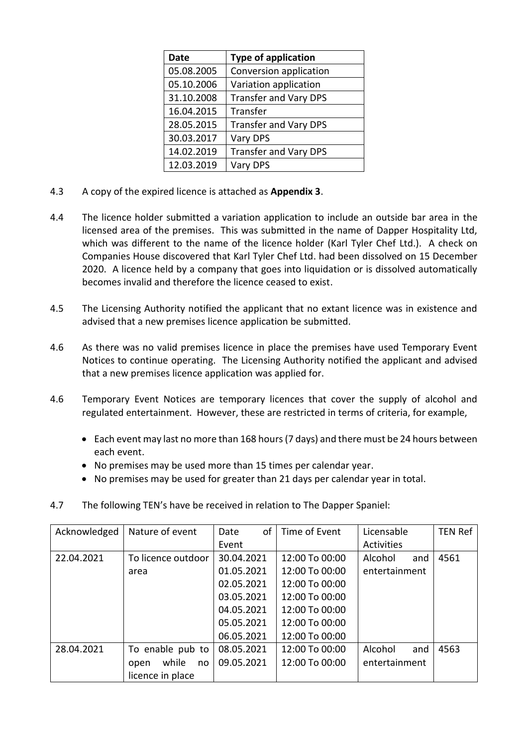| Date | Type of application |
|---|---|
| 05.08.2005 | Conversion application |
| 05.10.2006 | Variation application |
| 31.10.2008 | Transfer and Vary DPS |
| 16.04.2015 | Transfer |
| 28.05.2015 | Transfer and Vary DPS |
| 30.03.2017 | Vary DPS |
| 14.02.2019 | Transfer and Vary DPS |
| 12.03.2019 | Vary DPS |

4.3 A copy of the expired licence is attached as **Appendix 3**.

4.4 The licence holder submitted a variation application to include an outside bar area in the licensed area of the premises. This was submitted in the name of Dapper Hospitality Ltd, which was different to the name of the licence holder (Karl Tyler Chef Ltd.). A check on Companies House discovered that Karl Tyler Chef Ltd. had been dissolved on 15 December 2020. A licence held by a company that goes into liquidation or is dissolved automatically becomes invalid and therefore the licence ceased to exist.

4.5 The Licensing Authority notified the applicant that no extant licence was in existence and advised that a new premises licence application be submitted.

4.6 As there was no valid premises licence in place the premises have used Temporary Event Notices to continue operating. The Licensing Authority notified the applicant and advised that a new premises licence application was applied for.

4.6 Temporary Event Notices are temporary licences that cover the supply of alcohol and regulated entertainment. However, these are restricted in terms of criteria, for example,

- Each event may last no more than 168 hours (7 days) and there must be 24 hours between each event.
- No premises may be used more than 15 times per calendar year.
- No premises may be used for greater than 21 days per calendar year in total.

4.7 The following TEN's have be received in relation to The Dapper Spaniel:

| Acknowledged | Nature of event | Date of Event | Time of Event | Licensable Activities | TEN Ref |
|---|---|---|---|---|---|
| 22.04.2021 | To licence outdoor area | 30.04.2021<br>01.05.2021<br>02.05.2021<br>03.05.2021<br>04.05.2021<br>05.05.2021<br>06.05.2021 | 12:00 To 00:00<br>12:00 To 00:00<br>12:00 To 00:00<br>12:00 To 00:00<br>12:00 To 00:00<br>12:00 To 00:00<br>12:00 To 00:00 | Alcohol and entertainment | 4561 |
| 28.04.2021 | To enable pub to open while no licence in place | 08.05.2021<br>09.05.2021 | 12:00 To 00:00<br>12:00 To 00:00 | Alcohol and entertainment | 4563 |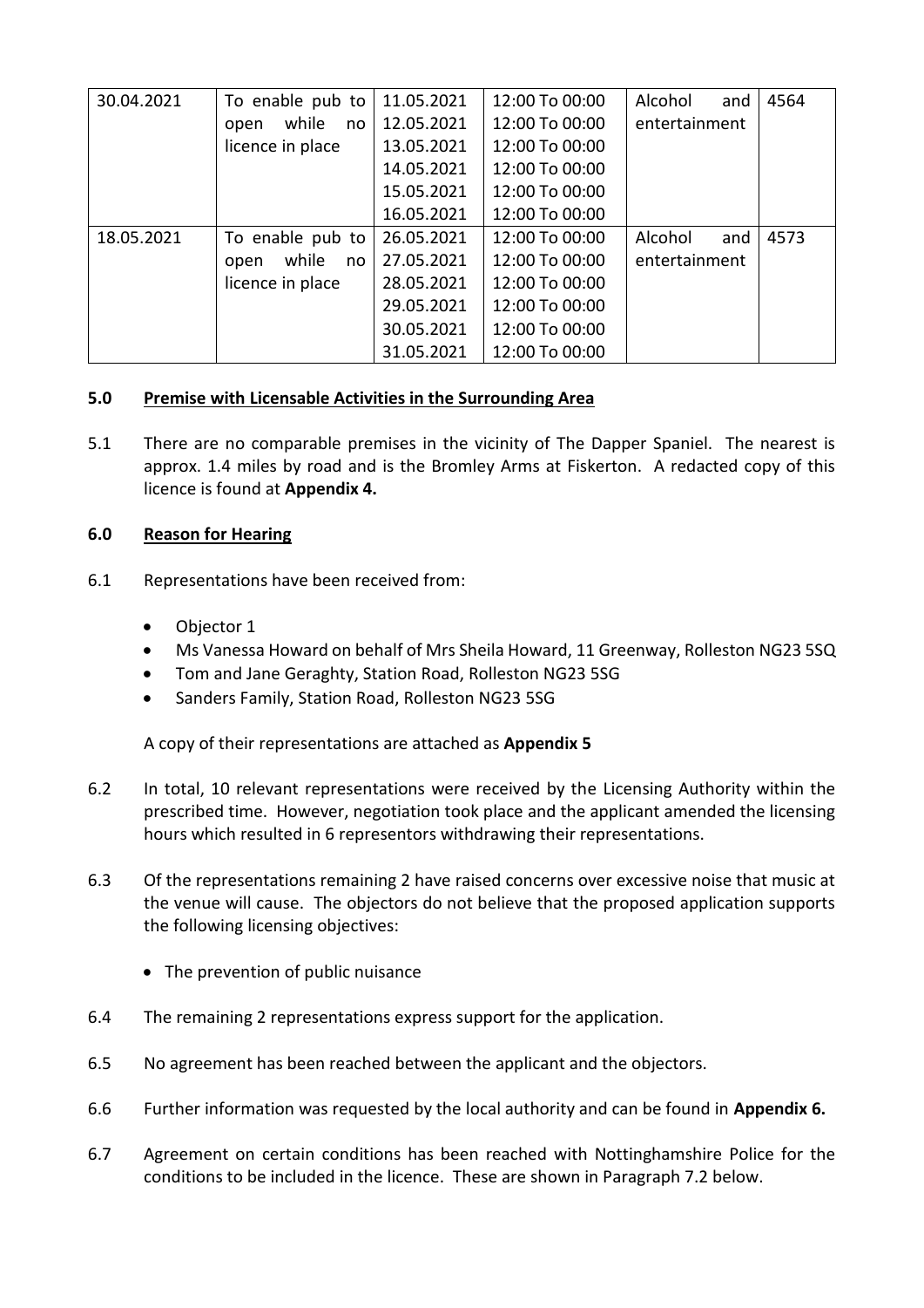| 30.04.2021 | To enable pub to open while no licence in place | 11.05.2021<br>12.05.2021<br>13.05.2021<br>14.05.2021<br>15.05.2021<br>16.05.2021 | 12:00 To 00:00<br>12:00 To 00:00<br>12:00 To 00:00<br>12:00 To 00:00<br>12:00 To 00:00<br>12:00 To 00:00 | Alcohol and entertainment | 4564 |
|---|---|---|---|---|---|
| 18.05.2021 | To enable pub to open while no licence in place | 26.05.2021<br>27.05.2021<br>28.05.2021<br>29.05.2021<br>30.05.2021<br>31.05.2021 | 12:00 To 00:00<br>12:00 To 00:00<br>12:00 To 00:00<br>12:00 To 00:00<br>12:00 To 00:00<br>12:00 To 00:00 | Alcohol and entertainment | 4573 |

## 5.0 Premise with Licensable Activities in the Surrounding Area

5.1 There are no comparable premises in the vicinity of The Dapper Spaniel. The nearest is approx. 1.4 miles by road and is the Bromley Arms at Fiskerton. A redacted copy of this licence is found at **Appendix 4.**

## 6.0 Reason for Hearing

6.1 Representations have been received from:

- Objector 1
- Ms Vanessa Howard on behalf of Mrs Sheila Howard, 11 Greenway, Rolleston NG23 5SQ
- Tom and Jane Geraghty, Station Road, Rolleston NG23 5SG
- Sanders Family, Station Road, Rolleston NG23 5SG

A copy of their representations are attached as **Appendix 5**

6.2 In total, 10 relevant representations were received by the Licensing Authority within the prescribed time. However, negotiation took place and the applicant amended the licensing hours which resulted in 6 representors withdrawing their representations.

6.3 Of the representations remaining 2 have raised concerns over excessive noise that music at the venue will cause. The objectors do not believe that the proposed application supports the following licensing objectives:

- The prevention of public nuisance

6.4 The remaining 2 representations express support for the application.

6.5 No agreement has been reached between the applicant and the objectors.

6.6 Further information was requested by the local authority and can be found in **Appendix 6.**

6.7 Agreement on certain conditions has been reached with Nottinghamshire Police for the conditions to be included in the licence. These are shown in Paragraph 7.2 below.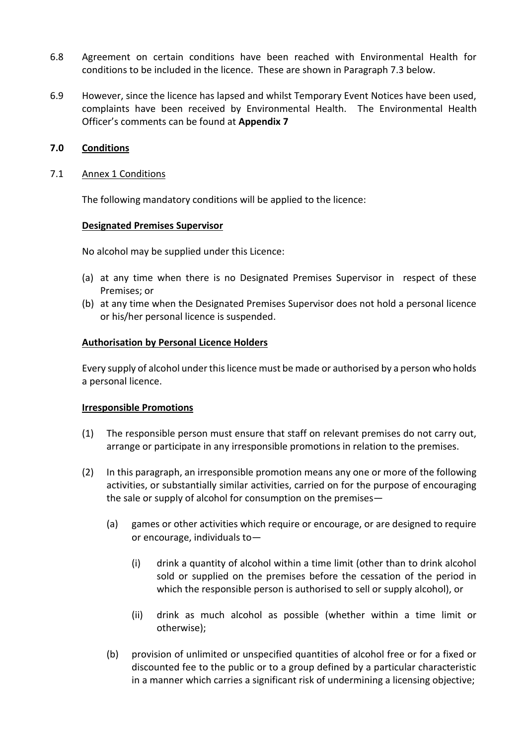6.8 Agreement on certain conditions have been reached with Environmental Health for conditions to be included in the licence. These are shown in Paragraph 7.3 below.

6.9 However, since the licence has lapsed and whilst Temporary Event Notices have been used, complaints have been received by Environmental Health. The Environmental Health Officer's comments can be found at **Appendix 7**

## 7.0 Conditions

### 7.1 Annex 1 Conditions

The following mandatory conditions will be applied to the licence:

**Designated Premises Supervisor**

No alcohol may be supplied under this Licence:

(a) at any time when there is no Designated Premises Supervisor in respect of these Premises; or
(b) at any time when the Designated Premises Supervisor does not hold a personal licence or his/her personal licence is suspended.

**Authorisation by Personal Licence Holders**

Every supply of alcohol under this licence must be made or authorised by a person who holds a personal licence.

**Irresponsible Promotions**

(1) The responsible person must ensure that staff on relevant premises do not carry out, arrange or participate in any irresponsible promotions in relation to the premises.

(2) In this paragraph, an irresponsible promotion means any one or more of the following activities, or substantially similar activities, carried on for the purpose of encouraging the sale or supply of alcohol for consumption on the premises—

(a) games or other activities which require or encourage, or are designed to require or encourage, individuals to—

(i) drink a quantity of alcohol within a time limit (other than to drink alcohol sold or supplied on the premises before the cessation of the period in which the responsible person is authorised to sell or supply alcohol), or

(ii) drink as much alcohol as possible (whether within a time limit or otherwise);

(b) provision of unlimited or unspecified quantities of alcohol free or for a fixed or discounted fee to the public or to a group defined by a particular characteristic in a manner which carries a significant risk of undermining a licensing objective;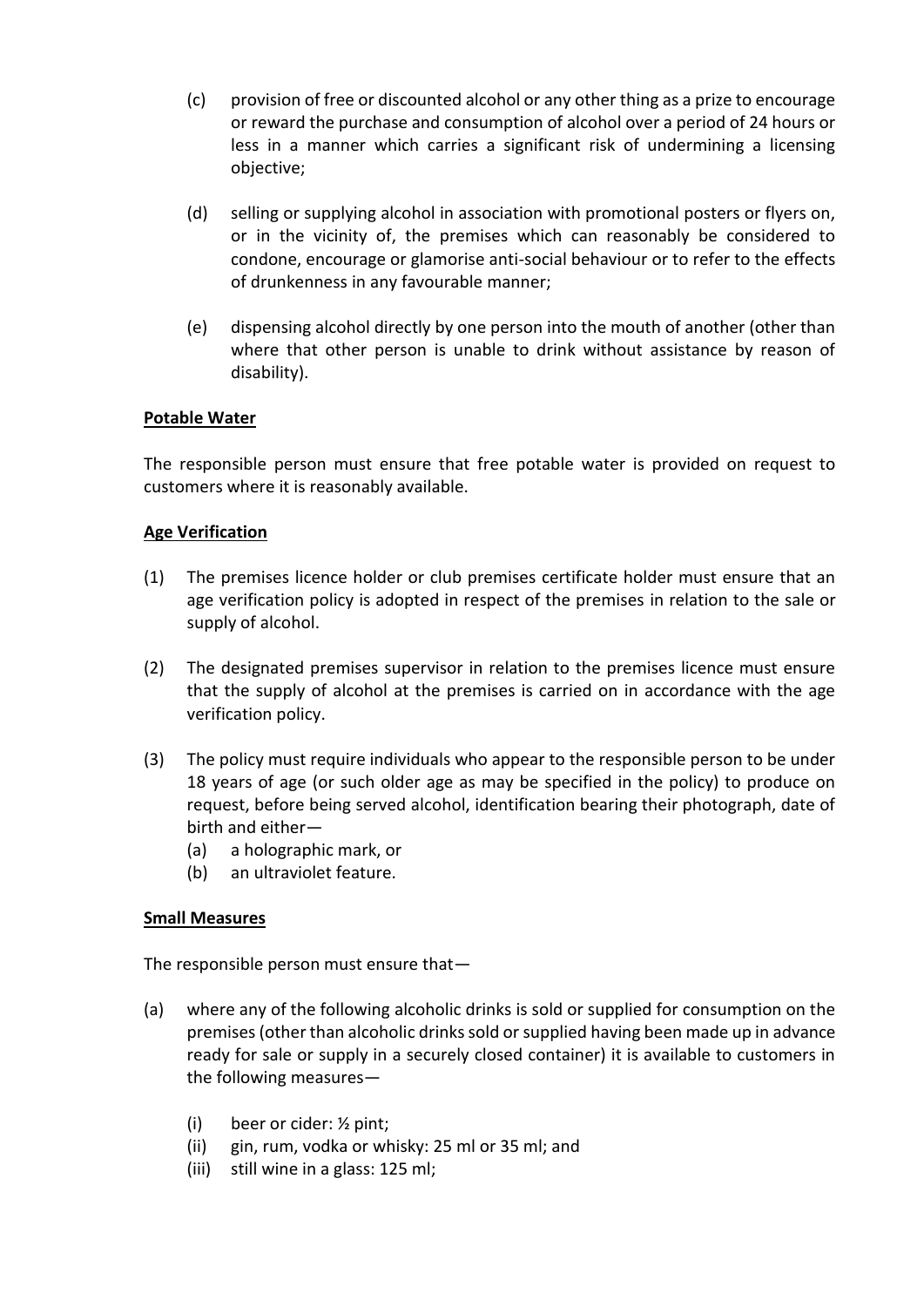(c) provision of free or discounted alcohol or any other thing as a prize to encourage or reward the purchase and consumption of alcohol over a period of 24 hours or less in a manner which carries a significant risk of undermining a licensing objective;

(d) selling or supplying alcohol in association with promotional posters or flyers on, or in the vicinity of, the premises which can reasonably be considered to condone, encourage or glamorise anti-social behaviour or to refer to the effects of drunkenness in any favourable manner;

(e) dispensing alcohol directly by one person into the mouth of another (other than where that other person is unable to drink without assistance by reason of disability).

**Potable Water**

The responsible person must ensure that free potable water is provided on request to customers where it is reasonably available.

**Age Verification**

(1) The premises licence holder or club premises certificate holder must ensure that an age verification policy is adopted in respect of the premises in relation to the sale or supply of alcohol.

(2) The designated premises supervisor in relation to the premises licence must ensure that the supply of alcohol at the premises is carried on in accordance with the age verification policy.

(3) The policy must require individuals who appear to the responsible person to be under 18 years of age (or such older age as may be specified in the policy) to produce on request, before being served alcohol, identification bearing their photograph, date of birth and either—
   (a) a holographic mark, or
   (b) an ultraviolet feature.

**Small Measures**

The responsible person must ensure that—

(a) where any of the following alcoholic drinks is sold or supplied for consumption on the premises (other than alcoholic drinks sold or supplied having been made up in advance ready for sale or supply in a securely closed container) it is available to customers in the following measures—

   (i) beer or cider: ½ pint;
   (ii) gin, rum, vodka or whisky: 25 ml or 35 ml; and
   (iii) still wine in a glass: 125 ml;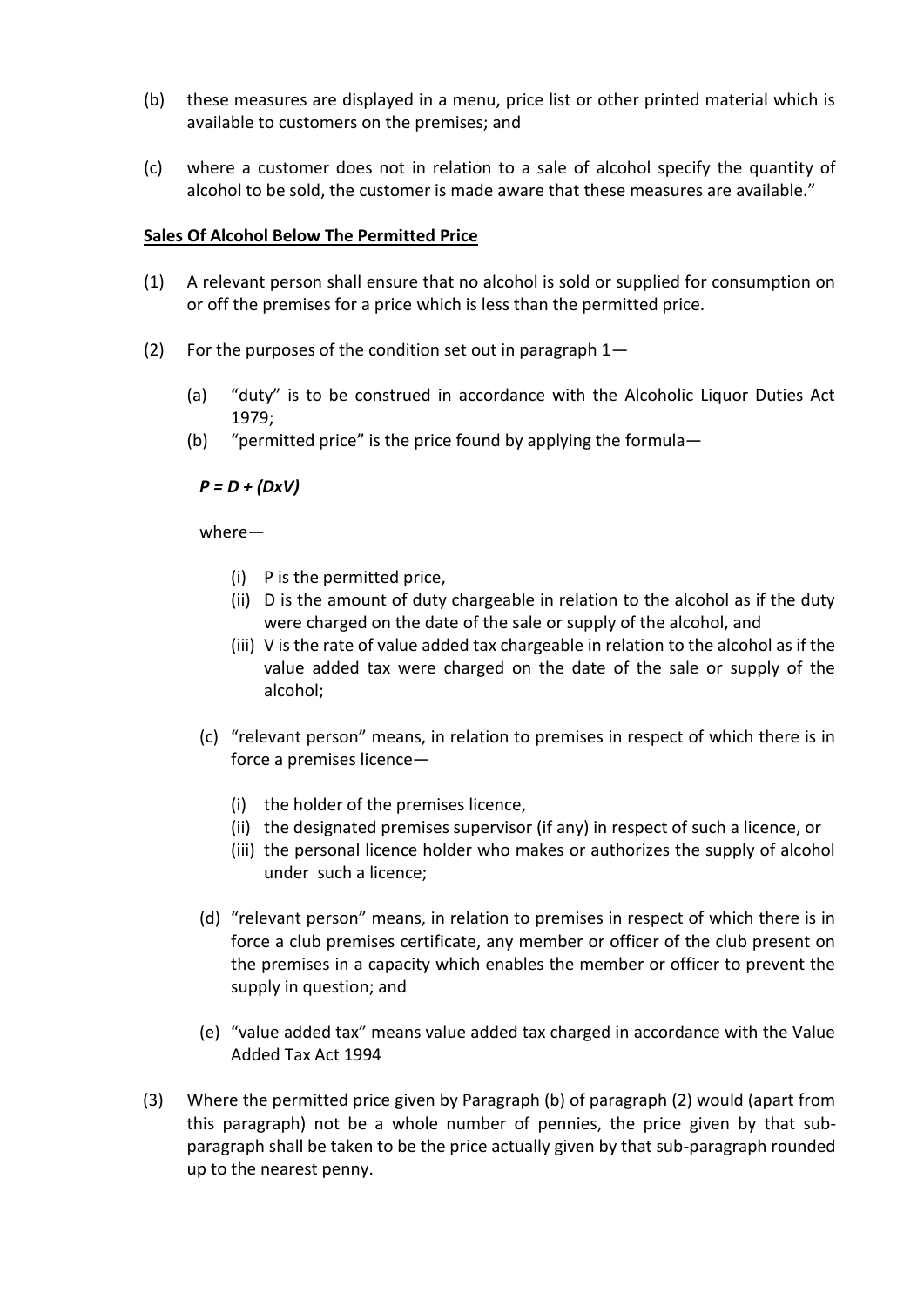(b) these measures are displayed in a menu, price list or other printed material which is available to customers on the premises; and

(c) where a customer does not in relation to a sale of alcohol specify the quantity of alcohol to be sold, the customer is made aware that these measures are available."

**Sales Of Alcohol Below The Permitted Price**

(1) A relevant person shall ensure that no alcohol is sold or supplied for consumption on or off the premises for a price which is less than the permitted price.

(2) For the purposes of the condition set out in paragraph 1—

   (a) "duty" is to be construed in accordance with the Alcoholic Liquor Duties Act 1979;
   
   (b) "permitted price" is the price found by applying the formula—

   $$P = D + (DxV)$$

   where—

   (i) P is the permitted price,
   (ii) D is the amount of duty chargeable in relation to the alcohol as if the duty were charged on the date of the sale or supply of the alcohol, and
   (iii) V is the rate of value added tax chargeable in relation to the alcohol as if the value added tax were charged on the date of the sale or supply of the alcohol;

   (c) "relevant person" means, in relation to premises in respect of which there is in force a premises licence—

   (i) the holder of the premises licence,
   (ii) the designated premises supervisor (if any) in respect of such a licence, or
   (iii) the personal licence holder who makes or authorizes the supply of alcohol under such a licence;

   (d) "relevant person" means, in relation to premises in respect of which there is in force a club premises certificate, any member or officer of the club present on the premises in a capacity which enables the member or officer to prevent the supply in question; and

   (e) "value added tax" means value added tax charged in accordance with the Value Added Tax Act 1994

(3) Where the permitted price given by Paragraph (b) of paragraph (2) would (apart from this paragraph) not be a whole number of pennies, the price given by that sub-paragraph shall be taken to be the price actually given by that sub-paragraph rounded up to the nearest penny.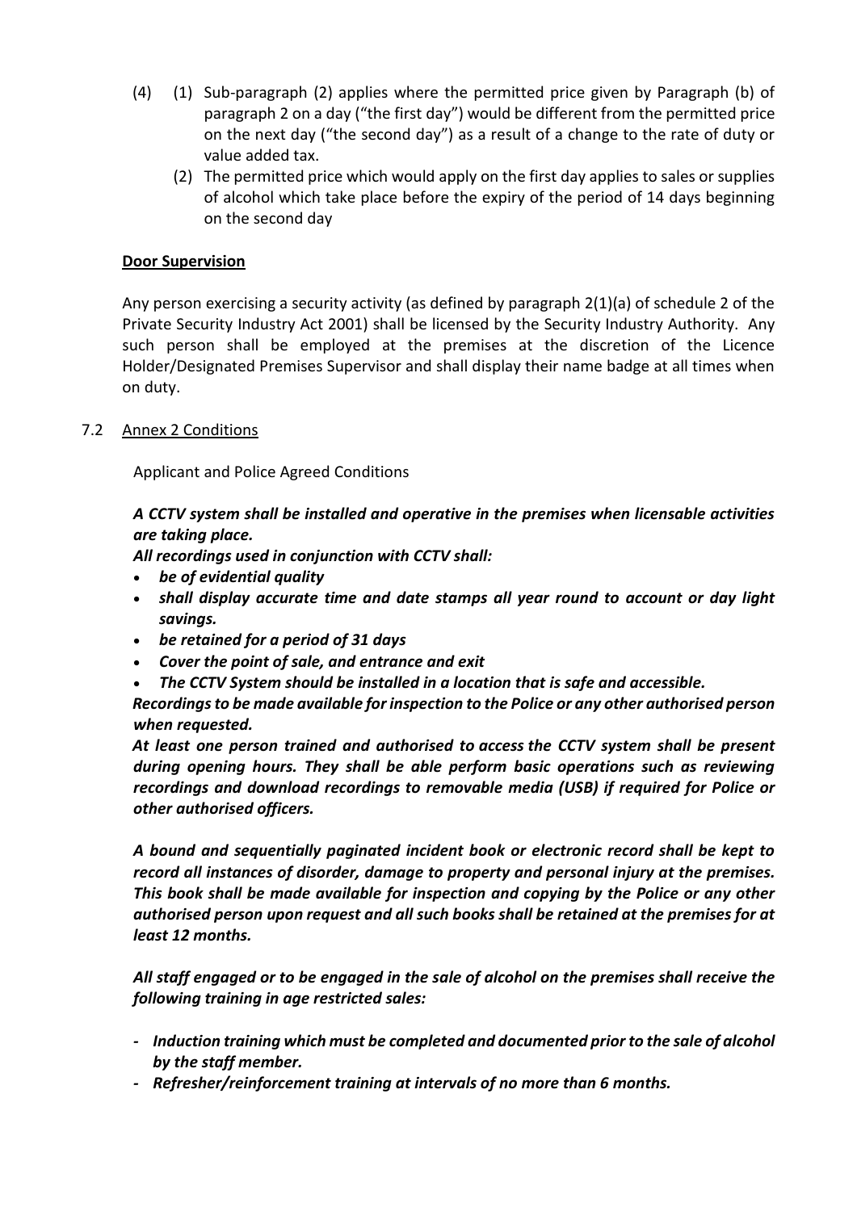(4) (1) Sub-paragraph (2) applies where the permitted price given by Paragraph (b) of paragraph 2 on a day ("the first day") would be different from the permitted price on the next day ("the second day") as a result of a change to the rate of duty or value added tax.

(2) The permitted price which would apply on the first day applies to sales or supplies of alcohol which take place before the expiry of the period of 14 days beginning on the second day

**Door Supervision**

Any person exercising a security activity (as defined by paragraph 2(1)(a) of schedule 2 of the Private Security Industry Act 2001) shall be licensed by the Security Industry Authority. Any such person shall be employed at the premises at the discretion of the Licence Holder/Designated Premises Supervisor and shall display their name badge at all times when on duty.

7.2 Annex 2 Conditions

Applicant and Police Agreed Conditions

***A CCTV system shall be installed and operative in the premises when licensable activities are taking place.***

***All recordings used in conjunction with CCTV shall:***

- ***be of evidential quality***
- ***shall display accurate time and date stamps all year round to account or day light savings.***
- ***be retained for a period of 31 days***
- ***Cover the point of sale, and entrance and exit***
- ***The CCTV System should be installed in a location that is safe and accessible.***

***Recordings to be made available for inspection to the Police or any other authorised person when requested.***

***At least one person trained and authorised to access the CCTV system shall be present during opening hours. They shall be able perform basic operations such as reviewing recordings and download recordings to removable media (USB) if required for Police or other authorised officers.***

***A bound and sequentially paginated incident book or electronic record shall be kept to record all instances of disorder, damage to property and personal injury at the premises. This book shall be made available for inspection and copying by the Police or any other authorised person upon request and all such books shall be retained at the premises for at least 12 months.***

***All staff engaged or to be engaged in the sale of alcohol on the premises shall receive the following training in age restricted sales:***

- ***Induction training which must be completed and documented prior to the sale of alcohol by the staff member.***
- ***Refresher/reinforcement training at intervals of no more than 6 months.***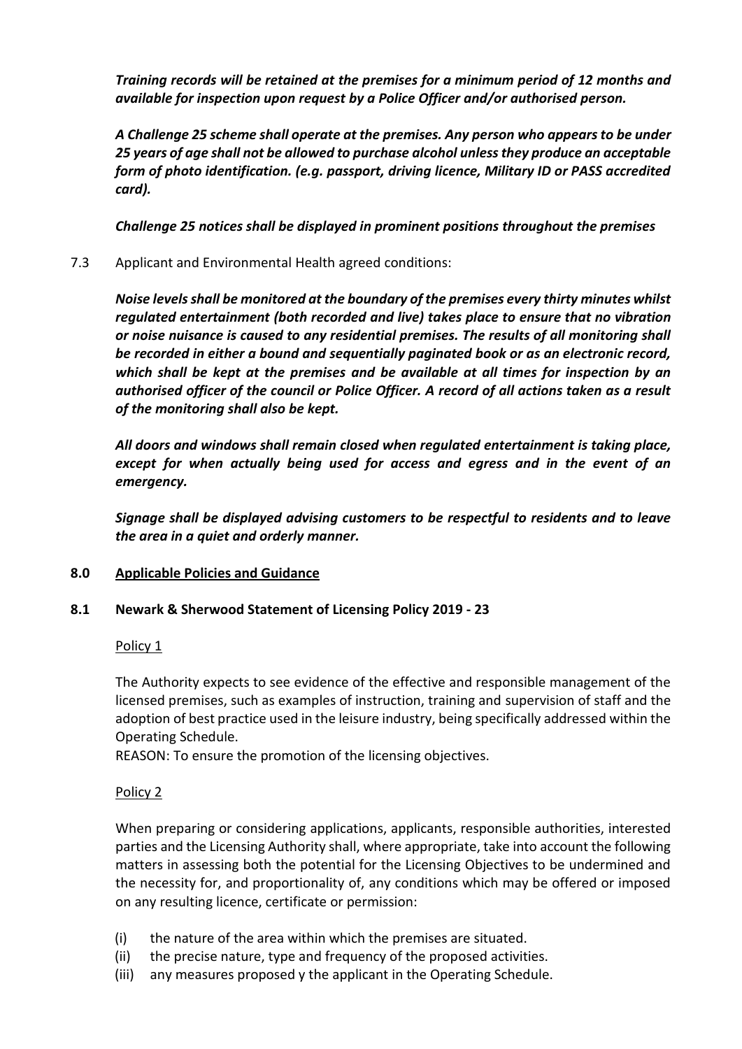***Training records will be retained at the premises for a minimum period of 12 months and available for inspection upon request by a Police Officer and/or authorised person.***

***A Challenge 25 scheme shall operate at the premises. Any person who appears to be under 25 years of age shall not be allowed to purchase alcohol unless they produce an acceptable form of photo identification. (e.g. passport, driving licence, Military ID or PASS accredited card).***

***Challenge 25 notices shall be displayed in prominent positions throughout the premises***

7.3 Applicant and Environmental Health agreed conditions:

***Noise levels shall be monitored at the boundary of the premises every thirty minutes whilst regulated entertainment (both recorded and live) takes place to ensure that no vibration or noise nuisance is caused to any residential premises. The results of all monitoring shall be recorded in either a bound and sequentially paginated book or as an electronic record, which shall be kept at the premises and be available at all times for inspection by an authorised officer of the council or Police Officer. A record of all actions taken as a result of the monitoring shall also be kept.***

***All doors and windows shall remain closed when regulated entertainment is taking place, except for when actually being used for access and egress and in the event of an emergency.***

***Signage shall be displayed advising customers to be respectful to residents and to leave the area in a quiet and orderly manner.***

## 8.0 Applicable Policies and Guidance

### 8.1 Newark & Sherwood Statement of Licensing Policy 2019 - 23

Policy 1

The Authority expects to see evidence of the effective and responsible management of the licensed premises, such as examples of instruction, training and supervision of staff and the adoption of best practice used in the leisure industry, being specifically addressed within the Operating Schedule.

REASON: To ensure the promotion of the licensing objectives.

Policy 2

When preparing or considering applications, applicants, responsible authorities, interested parties and the Licensing Authority shall, where appropriate, take into account the following matters in assessing both the potential for the Licensing Objectives to be undermined and the necessity for, and proportionality of, any conditions which may be offered or imposed on any resulting licence, certificate or permission:

(i) the nature of the area within which the premises are situated.
(ii) the precise nature, type and frequency of the proposed activities.
(iii) any measures proposed y the applicant in the Operating Schedule.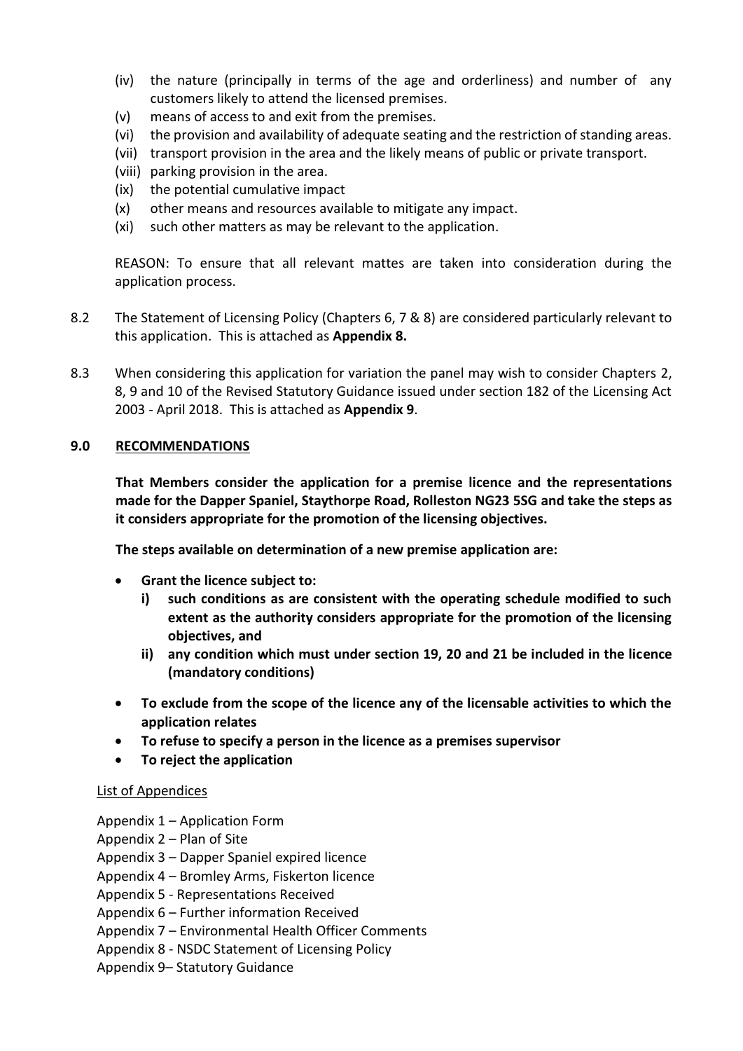(iv) the nature (principally in terms of the age and orderliness) and number of any customers likely to attend the licensed premises.
(v) means of access to and exit from the premises.
(vi) the provision and availability of adequate seating and the restriction of standing areas.
(vii) transport provision in the area and the likely means of public or private transport.
(viii) parking provision in the area.
(ix) the potential cumulative impact
(x) other means and resources available to mitigate any impact.
(xi) such other matters as may be relevant to the application.

REASON: To ensure that all relevant mattes are taken into consideration during the application process.

8.2 The Statement of Licensing Policy (Chapters 6, 7 & 8) are considered particularly relevant to this application. This is attached as **Appendix 8.**

8.3 When considering this application for variation the panel may wish to consider Chapters 2, 8, 9 and 10 of the Revised Statutory Guidance issued under section 182 of the Licensing Act 2003 - April 2018. This is attached as **Appendix 9**.

## 9.0 RECOMMENDATIONS

**That Members consider the application for a premise licence and the representations made for the Dapper Spaniel, Staythorpe Road, Rolleston NG23 5SG and take the steps as it considers appropriate for the promotion of the licensing objectives.**

**The steps available on determination of a new premise application are:**

- **Grant the licence subject to:**
  - **i) such conditions as are consistent with the operating schedule modified to such extent as the authority considers appropriate for the promotion of the licensing objectives, and**
  - **ii) any condition which must under section 19, 20 and 21 be included in the licence (mandatory conditions)**
- **To exclude from the scope of the licence any of the licensable activities to which the application relates**
- **To refuse to specify a person in the licence as a premises supervisor**
- **To reject the application**

List of Appendices

Appendix 1 – Application Form
Appendix 2 – Plan of Site
Appendix 3 – Dapper Spaniel expired licence
Appendix 4 – Bromley Arms, Fiskerton licence
Appendix 5 - Representations Received
Appendix 6 – Further information Received
Appendix 7 – Environmental Health Officer Comments
Appendix 8 - NSDC Statement of Licensing Policy
Appendix 9– Statutory Guidance